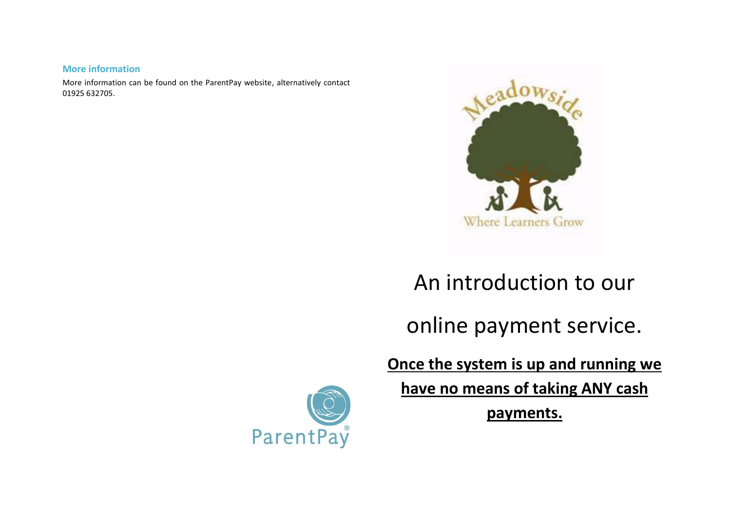### More information

More information can be found on the ParentPay website, alternatively contact 01925 632705.

Meadowside

Where Learners Grow

# An introduction to our online payment service.

**Once the system is up and running we have no means of taking ANY cash payments.**

ParentPay®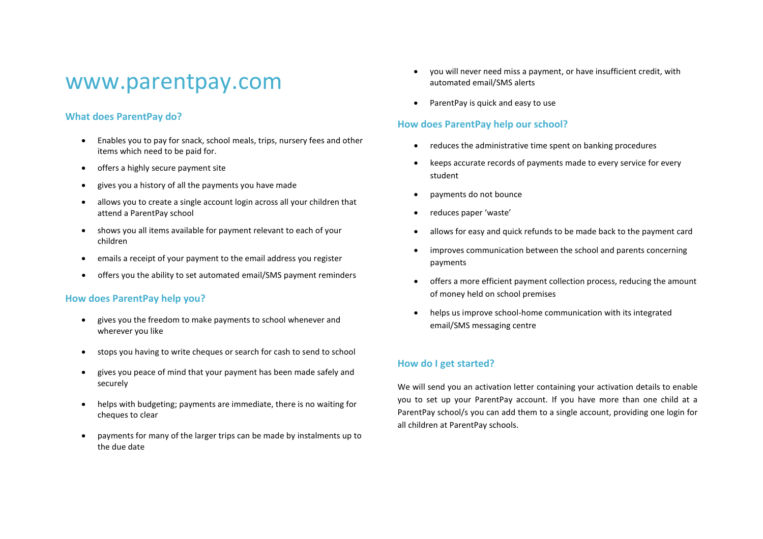# www.parentpay.com

## What does ParentPay do?

- Enables you to pay for snack, school meals, trips, nursery fees and other items which need to be paid for.
- offers a highly secure payment site
- gives you a history of all the payments you have made
- allows you to create a single account login across all your children that attend a ParentPay school
- shows you all items available for payment relevant to each of your children
- emails a receipt of your payment to the email address you register
- offers you the ability to set automated email/SMS payment reminders

## How does ParentPay help you?

- gives you the freedom to make payments to school whenever and wherever you like
- stops you having to write cheques or search for cash to send to school
- gives you peace of mind that your payment has been made safely and securely
- helps with budgeting; payments are immediate, there is no waiting for cheques to clear
- payments for many of the larger trips can be made by instalments up to the due date
- you will never need miss a payment, or have insufficient credit, with automated email/SMS alerts
- ParentPay is quick and easy to use

## How does ParentPay help our school?

- reduces the administrative time spent on banking procedures
- keeps accurate records of payments made to every service for every student
- payments do not bounce
- reduces paper 'waste'
- allows for easy and quick refunds to be made back to the payment card
- improves communication between the school and parents concerning payments
- offers a more efficient payment collection process, reducing the amount of money held on school premises
- helps us improve school-home communication with its integrated email/SMS messaging centre

## How do I get started?

We will send you an activation letter containing your activation details to enable you to set up your ParentPay account. If you have more than one child at a ParentPay school/s you can add them to a single account, providing one login for all children at ParentPay schools.